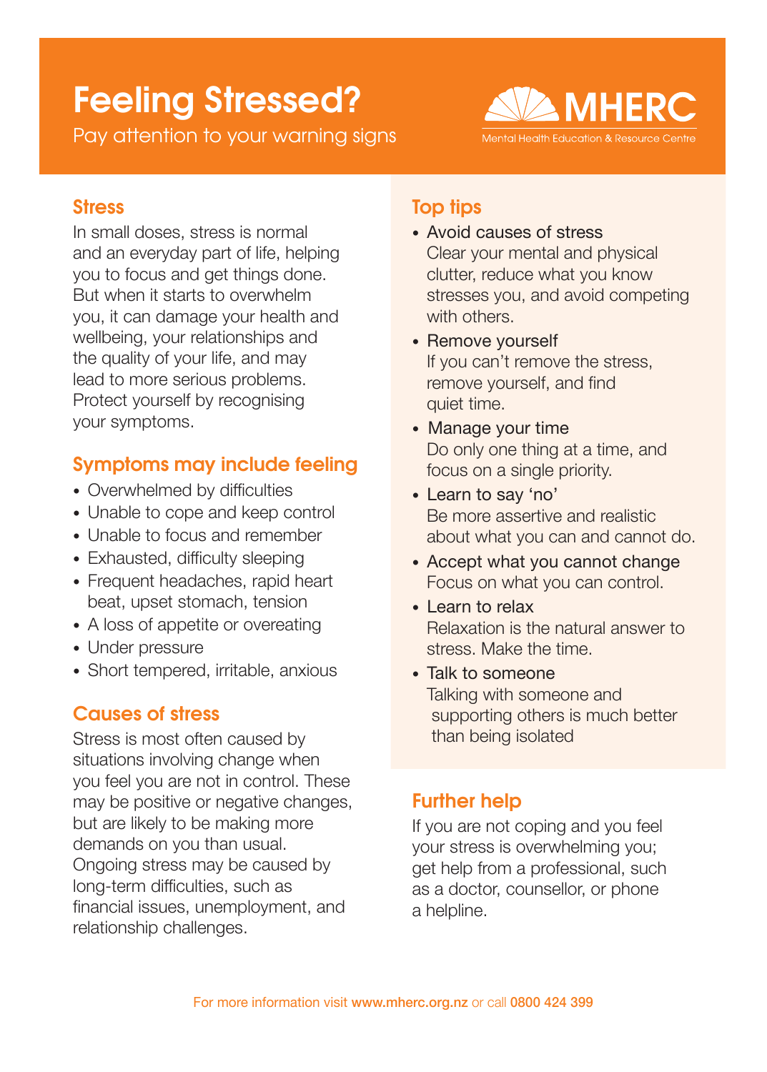# Feeling Stressed?

Pay attention to your warning signs

MHERC
Mental Health Education & Resource Centre

## Stress

In small doses, stress is normal and an everyday part of life, helping you to focus and get things done. But when it starts to overwhelm you, it can damage your health and wellbeing, your relationships and the quality of your life, and may lead to more serious problems. Protect yourself by recognising your symptoms.

## Symptoms may include feeling

- Overwhelmed by difficulties
- Unable to cope and keep control
- Unable to focus and remember
- Exhausted, difficulty sleeping
- Frequent headaches, rapid heart beat, upset stomach, tension
- A loss of appetite or overeating
- Under pressure
- Short tempered, irritable, anxious

## Causes of stress

Stress is most often caused by situations involving change when you feel you are not in control. These may be positive or negative changes, but are likely to be making more demands on you than usual. Ongoing stress may be caused by long-term difficulties, such as financial issues, unemployment, and relationship challenges.

## Top tips

- Avoid causes of stress
  Clear your mental and physical clutter, reduce what you know stresses you, and avoid competing with others.
- Remove yourself
  If you can't remove the stress, remove yourself, and find quiet time.
- Manage your time
  Do only one thing at a time, and focus on a single priority.
- Learn to say 'no'
  Be more assertive and realistic about what you can and cannot do.
- Accept what you cannot change
  Focus on what you can control.
- Learn to relax
  Relaxation is the natural answer to stress. Make the time.
- Talk to someone
  Talking with someone and supporting others is much better than being isolated

## Further help

If you are not coping and you feel your stress is overwhelming you; get help from a professional, such as a doctor, counsellor, or phone a helpline.

For more information visit **www.mherc.org.nz** or call **0800 424 399**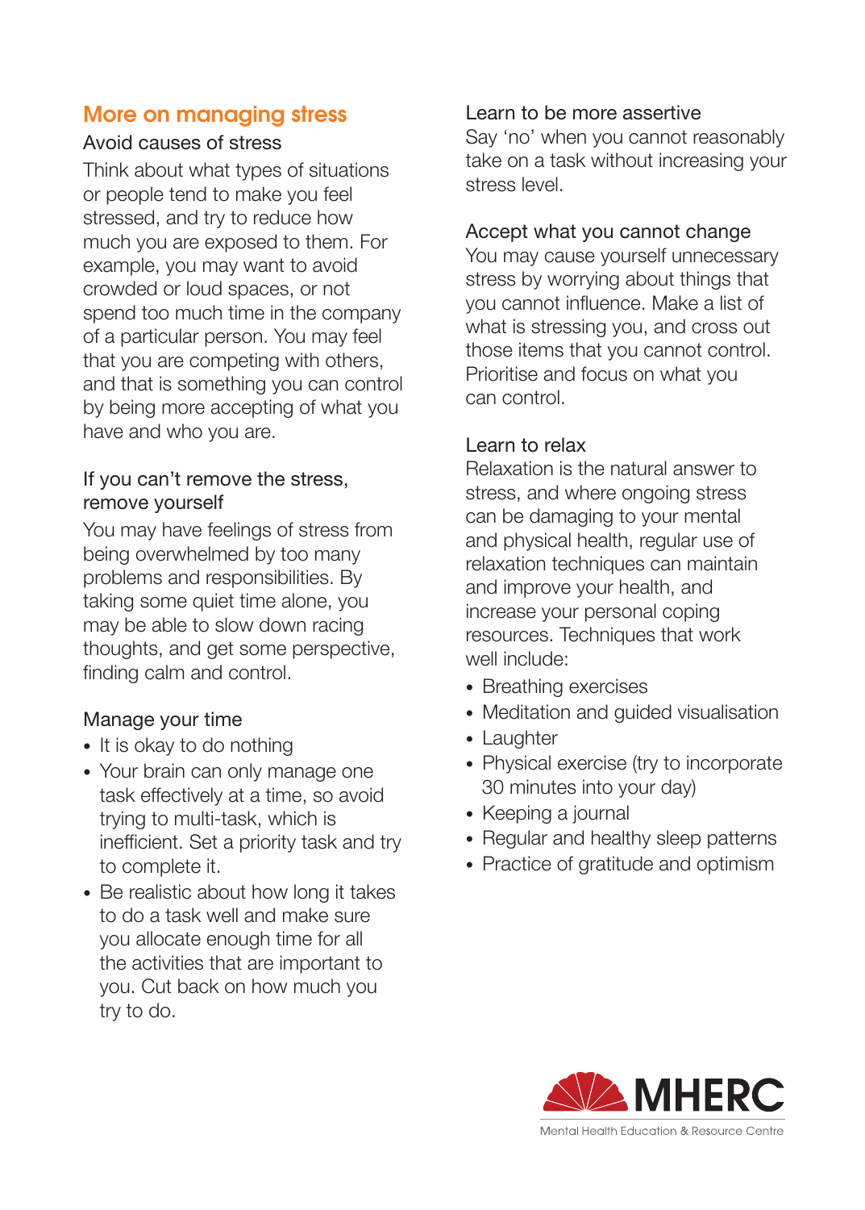## More on managing stress

### Avoid causes of stress

Think about what types of situations or people tend to make you feel stressed, and try to reduce how much you are exposed to them. For example, you may want to avoid crowded or loud spaces, or not spend too much time in the company of a particular person. You may feel that you are competing with others, and that is something you can control by being more accepting of what you have and who you are.

### If you can't remove the stress, remove yourself

You may have feelings of stress from being overwhelmed by too many problems and responsibilities. By taking some quiet time alone, you may be able to slow down racing thoughts, and get some perspective, finding calm and control.

### Manage your time

- It is okay to do nothing
- Your brain can only manage one task effectively at a time, so avoid trying to multi-task, which is inefficient. Set a priority task and try to complete it.
- Be realistic about how long it takes to do a task well and make sure you allocate enough time for all the activities that are important to you. Cut back on how much you try to do.

### Learn to be more assertive

Say 'no' when you cannot reasonably take on a task without increasing your stress level.

### Accept what you cannot change

You may cause yourself unnecessary stress by worrying about things that you cannot influence. Make a list of what is stressing you, and cross out those items that you cannot control. Prioritise and focus on what you can control.

### Learn to relax

Relaxation is the natural answer to stress, and where ongoing stress can be damaging to your mental and physical health, regular use of relaxation techniques can maintain and improve your health, and increase your personal coping resources. Techniques that work well include:

- Breathing exercises
- Meditation and guided visualisation
- Laughter
- Physical exercise (try to incorporate 30 minutes into your day)
- Keeping a journal
- Regular and healthy sleep patterns
- Practice of gratitude and optimism

MHERC

Mental Health Education & Resource Centre